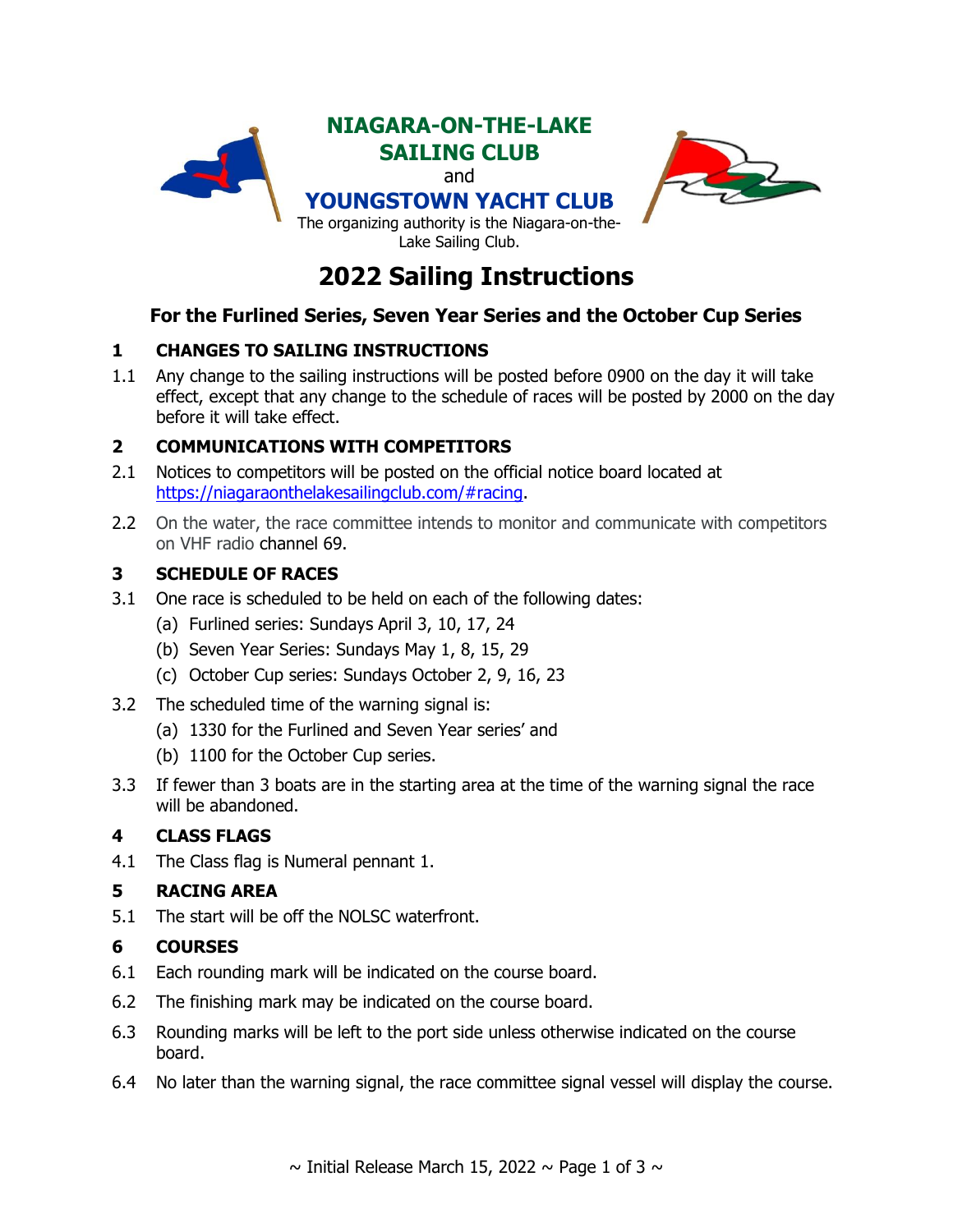**NIAGARA-ON-THE-LAKE SAILING CLUB**

and

**YOUNGSTOWN YACHT CLUB**

The organizing authority is the Niagara-on-the-Lake Sailing Club.

# 2022 Sailing Instructions

## For the Furlined Series, Seven Year Series and the October Cup Series

### 1 CHANGES TO SAILING INSTRUCTIONS

1.1 Any change to the sailing instructions will be posted before 0900 on the day it will take effect, except that any change to the schedule of races will be posted by 2000 on the day before it will take effect.

### 2 COMMUNICATIONS WITH COMPETITORS

2.1 Notices to competitors will be posted on the official notice board located at https://niagaraonthelakesailingclub.com/#racing.

2.2 On the water, the race committee intends to monitor and communicate with competitors on VHF radio channel 69.

### 3 SCHEDULE OF RACES

3.1 One race is scheduled to be held on each of the following dates:

(a) Furlined series: Sundays April 3, 10, 17, 24

(b) Seven Year Series: Sundays May 1, 8, 15, 29

(c) October Cup series: Sundays October 2, 9, 16, 23

3.2 The scheduled time of the warning signal is:

(a) 1330 for the Furlined and Seven Year series' and

(b) 1100 for the October Cup series.

3.3 If fewer than 3 boats are in the starting area at the time of the warning signal the race will be abandoned.

### 4 CLASS FLAGS

4.1 The Class flag is Numeral pennant 1.

### 5 RACING AREA

5.1 The start will be off the NOLSC waterfront.

### 6 COURSES

6.1 Each rounding mark will be indicated on the course board.

6.2 The finishing mark may be indicated on the course board.

6.3 Rounding marks will be left to the port side unless otherwise indicated on the course board.

6.4 No later than the warning signal, the race committee signal vessel will display the course.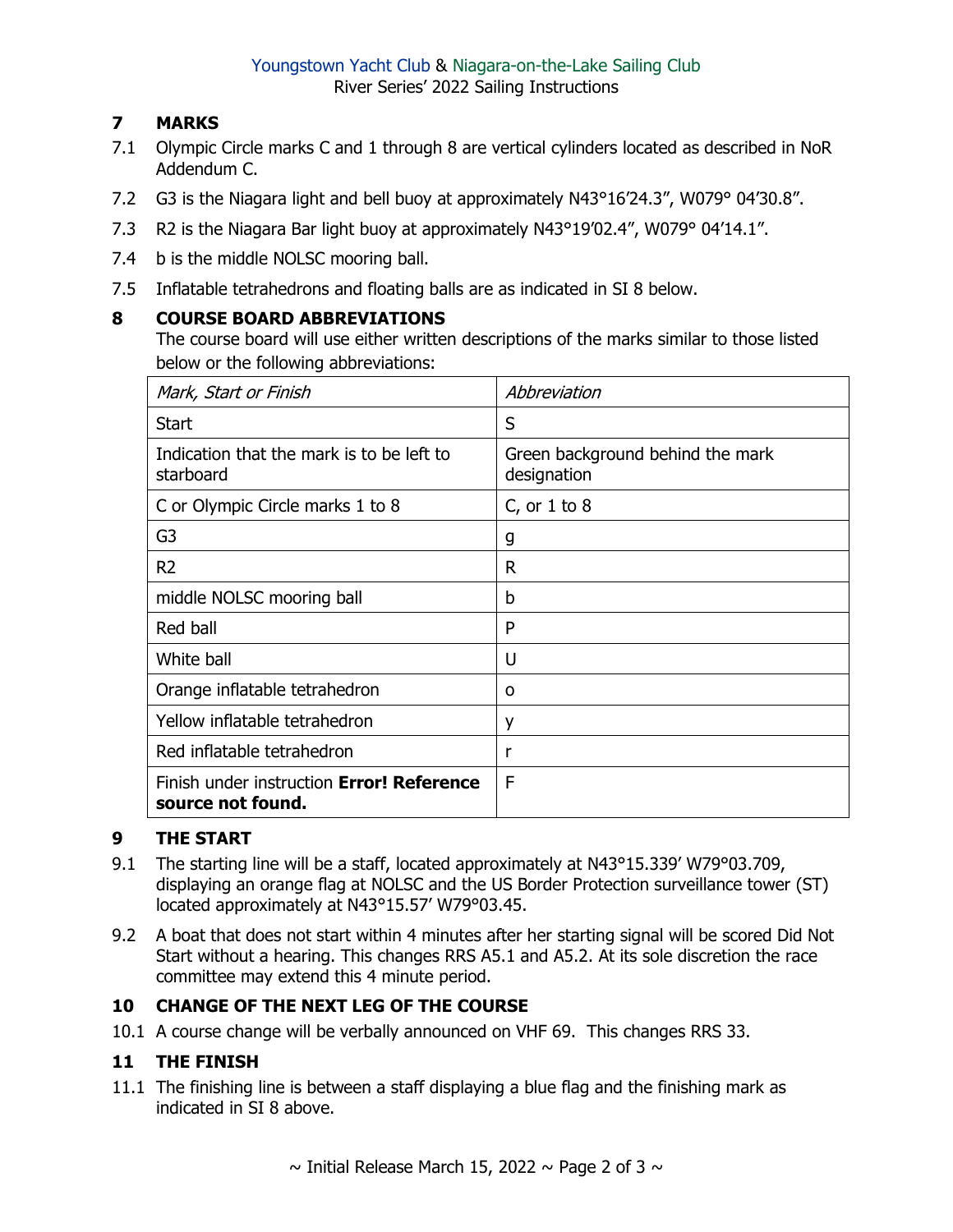## 7 MARKS

7.1 Olympic Circle marks C and 1 through 8 are vertical cylinders located as described in NoR Addendum C.

7.2 G3 is the Niagara light and bell buoy at approximately N43°16'24.3", W079° 04'30.8".

7.3 R2 is the Niagara Bar light buoy at approximately N43°19'02.4", W079° 04'14.1".

7.4 b is the middle NOLSC mooring ball.

7.5 Inflatable tetrahedrons and floating balls are as indicated in SI 8 below.

## 8 COURSE BOARD ABBREVIATIONS

The course board will use either written descriptions of the marks similar to those listed below or the following abbreviations:

| *Mark, Start or Finish* | *Abbreviation* |
|---|---|
| Start | S |
| Indication that the mark is to be left to starboard | Green background behind the mark designation |
| C or Olympic Circle marks 1 to 8 | C, or 1 to 8 |
| G3 | g |
| R2 | R |
| middle NOLSC mooring ball | b |
| Red ball | P |
| White ball | U |
| Orange inflatable tetrahedron | o |
| Yellow inflatable tetrahedron | y |
| Red inflatable tetrahedron | r |
| Finish under instruction **Error! Reference source not found.** | F |

## 9 THE START

9.1 The starting line will be a staff, located approximately at N43°15.339' W79°03.709, displaying an orange flag at NOLSC and the US Border Protection surveillance tower (ST) located approximately at N43°15.57' W79°03.45.

9.2 A boat that does not start within 4 minutes after her starting signal will be scored Did Not Start without a hearing. This changes RRS A5.1 and A5.2. At its sole discretion the race committee may extend this 4 minute period.

## 10 CHANGE OF THE NEXT LEG OF THE COURSE

10.1 A course change will be verbally announced on VHF 69. This changes RRS 33.

## 11 THE FINISH

11.1 The finishing line is between a staff displaying a blue flag and the finishing mark as indicated in SI 8 above.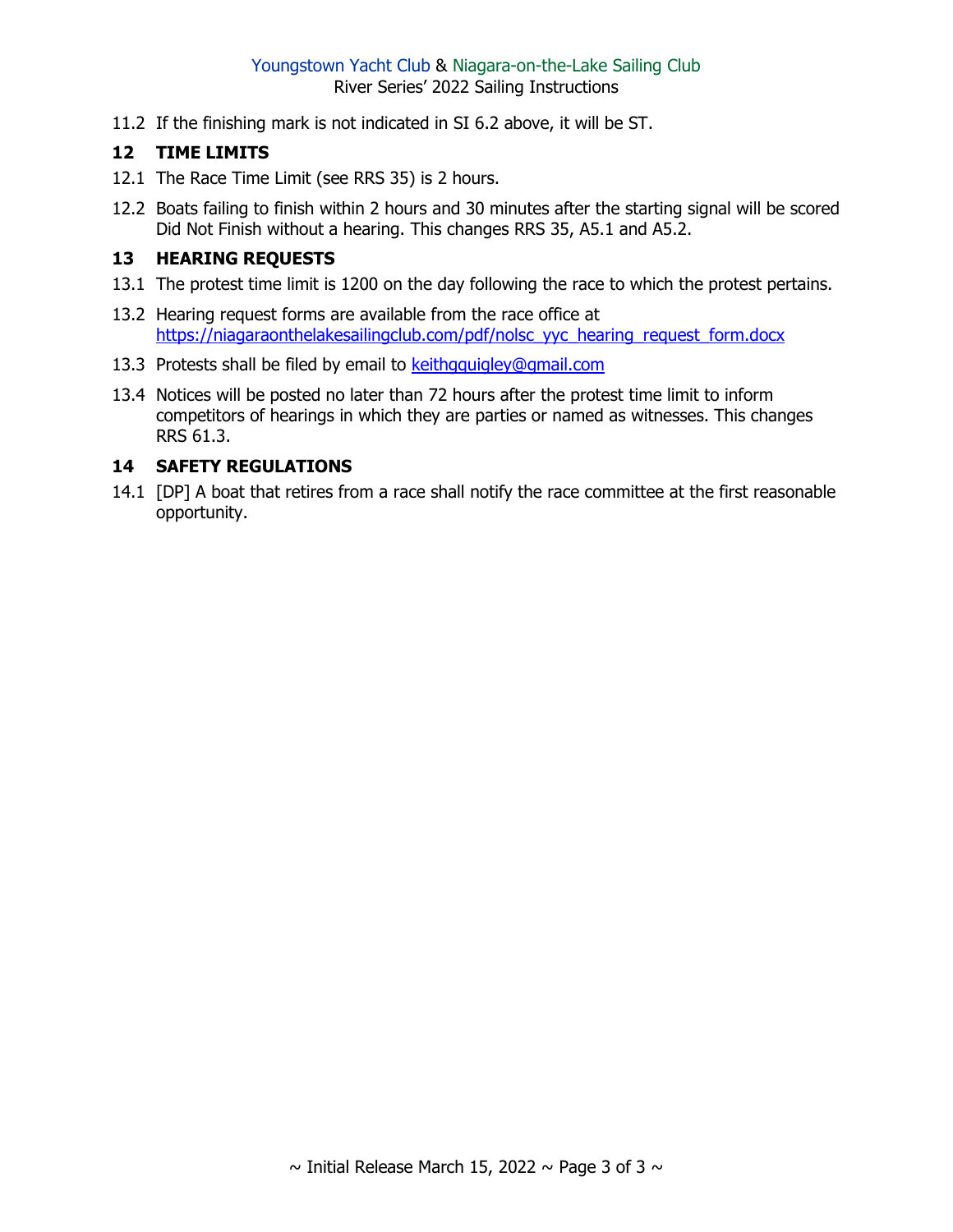11.2 If the finishing mark is not indicated in SI 6.2 above, it will be ST.

## 12 TIME LIMITS

12.1 The Race Time Limit (see RRS 35) is 2 hours.

12.2 Boats failing to finish within 2 hours and 30 minutes after the starting signal will be scored Did Not Finish without a hearing. This changes RRS 35, A5.1 and A5.2.

## 13 HEARING REQUESTS

13.1 The protest time limit is 1200 on the day following the race to which the protest pertains.

13.2 Hearing request forms are available from the race office at https://niagaraonthelakesailingclub.com/pdf/nolsc_yyc_hearing_request_form.docx

13.3 Protests shall be filed by email to keithgquigley@gmail.com

13.4 Notices will be posted no later than 72 hours after the protest time limit to inform competitors of hearings in which they are parties or named as witnesses. This changes RRS 61.3.

## 14 SAFETY REGULATIONS

14.1 [DP] A boat that retires from a race shall notify the race committee at the first reasonable opportunity.